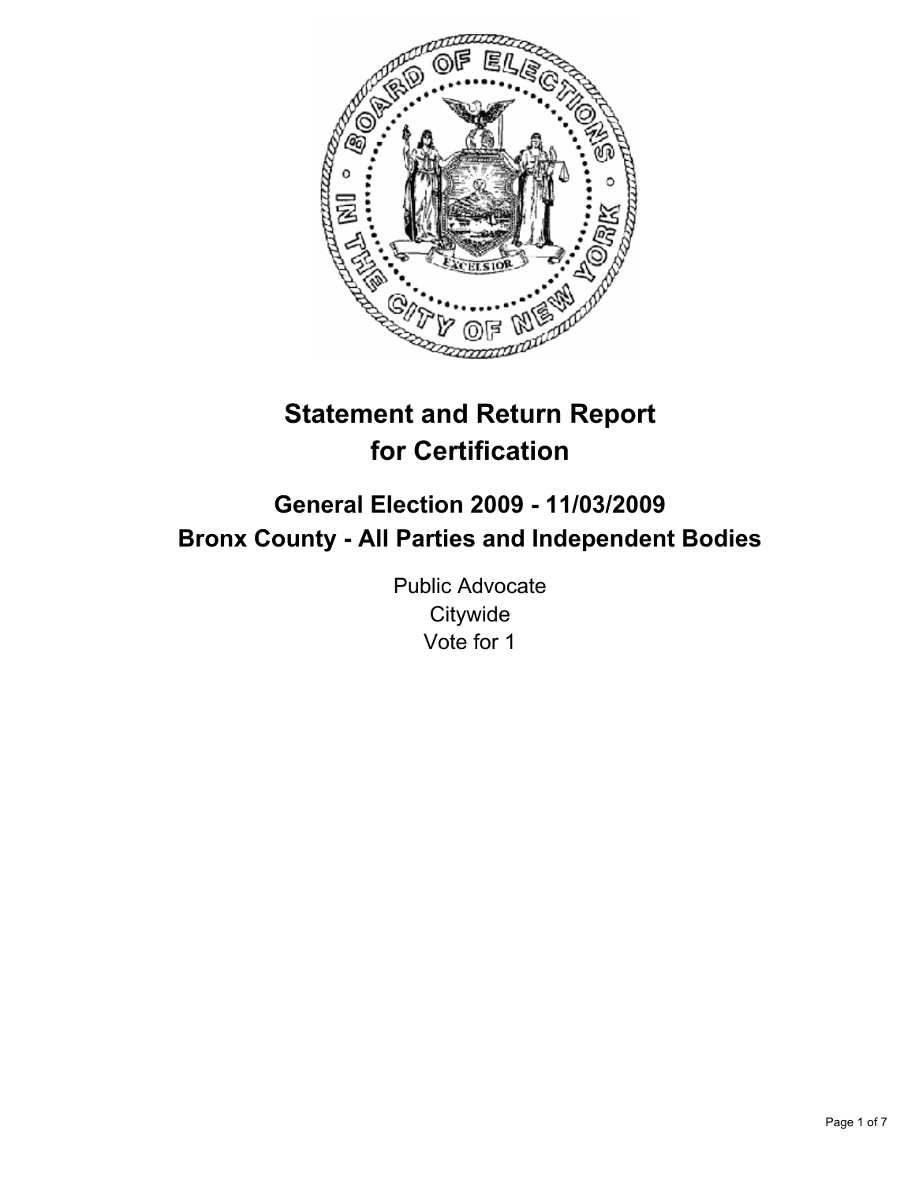# Statement and Return Report for Certification

## General Election 2009 - 11/03/2009
## Bronx County - All Parties and Independent Bodies

Public Advocate
Citywide
Vote for 1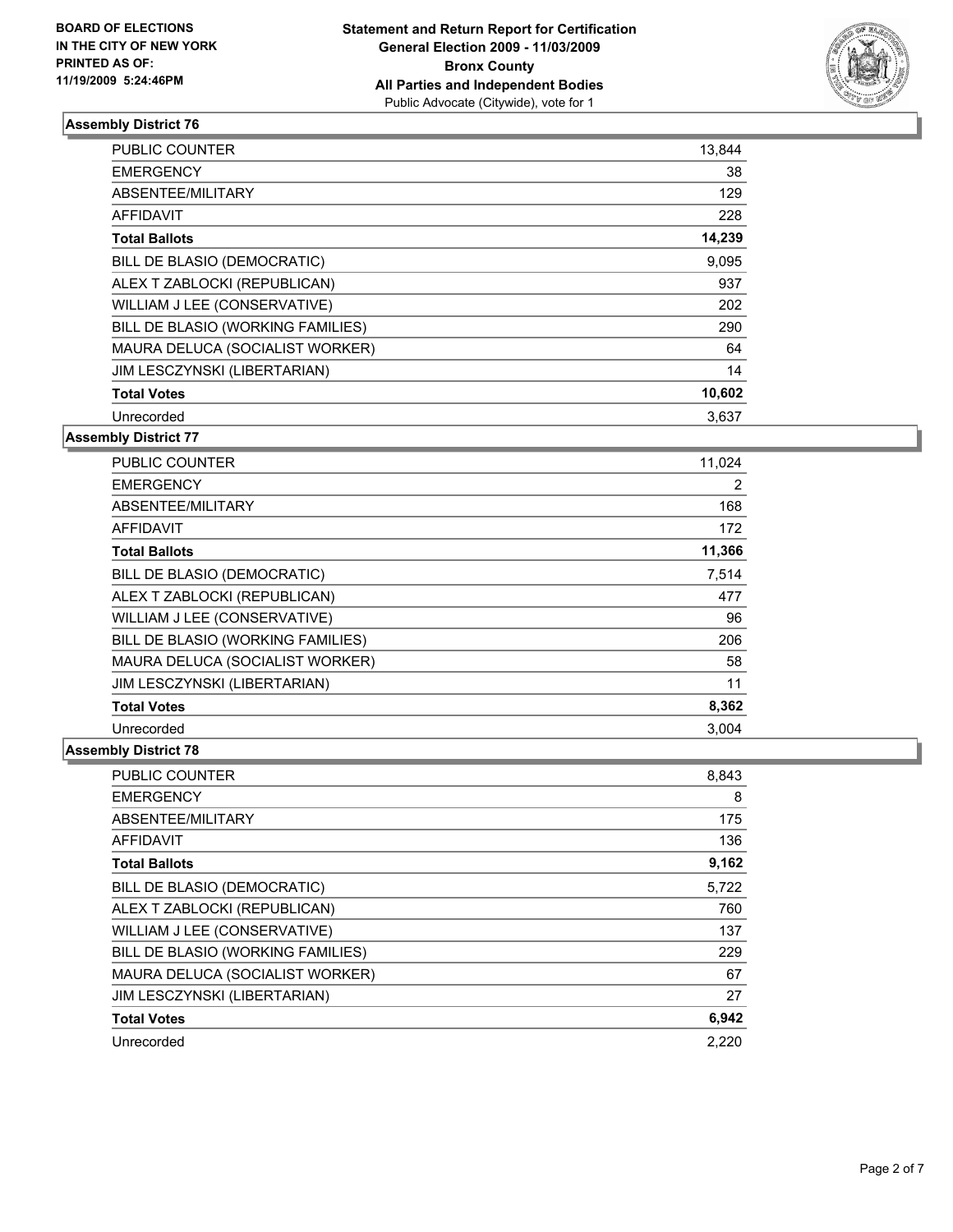**BOARD OF ELECTIONS IN THE CITY OF NEW YORK PRINTED AS OF: 11/19/2009 5:24:46PM**

**Statement and Return Report for Certification General Election 2009 - 11/03/2009 Bronx County All Parties and Independent Bodies**
Public Advocate (Citywide), vote for 1

## Assembly District 76

| | |
|---|---|
| PUBLIC COUNTER | 13,844 |
| EMERGENCY | 38 |
| ABSENTEE/MILITARY | 129 |
| AFFIDAVIT | 228 |
| **Total Ballots** | **14,239** |
| BILL DE BLASIO (DEMOCRATIC) | 9,095 |
| ALEX T ZABLOCKI (REPUBLICAN) | 937 |
| WILLIAM J LEE (CONSERVATIVE) | 202 |
| BILL DE BLASIO (WORKING FAMILIES) | 290 |
| MAURA DELUCA (SOCIALIST WORKER) | 64 |
| JIM LESCZYNSKI (LIBERTARIAN) | 14 |
| **Total Votes** | **10,602** |
| Unrecorded | 3,637 |

## Assembly District 77

| | |
|---|---|
| PUBLIC COUNTER | 11,024 |
| EMERGENCY | 2 |
| ABSENTEE/MILITARY | 168 |
| AFFIDAVIT | 172 |
| **Total Ballots** | **11,366** |
| BILL DE BLASIO (DEMOCRATIC) | 7,514 |
| ALEX T ZABLOCKI (REPUBLICAN) | 477 |
| WILLIAM J LEE (CONSERVATIVE) | 96 |
| BILL DE BLASIO (WORKING FAMILIES) | 206 |
| MAURA DELUCA (SOCIALIST WORKER) | 58 |
| JIM LESCZYNSKI (LIBERTARIAN) | 11 |
| **Total Votes** | **8,362** |
| Unrecorded | 3,004 |

## Assembly District 78

| | |
|---|---|
| PUBLIC COUNTER | 8,843 |
| EMERGENCY | 8 |
| ABSENTEE/MILITARY | 175 |
| AFFIDAVIT | 136 |
| **Total Ballots** | **9,162** |
| BILL DE BLASIO (DEMOCRATIC) | 5,722 |
| ALEX T ZABLOCKI (REPUBLICAN) | 760 |
| WILLIAM J LEE (CONSERVATIVE) | 137 |
| BILL DE BLASIO (WORKING FAMILIES) | 229 |
| MAURA DELUCA (SOCIALIST WORKER) | 67 |
| JIM LESCZYNSKI (LIBERTARIAN) | 27 |
| **Total Votes** | **6,942** |
| Unrecorded | 2,220 |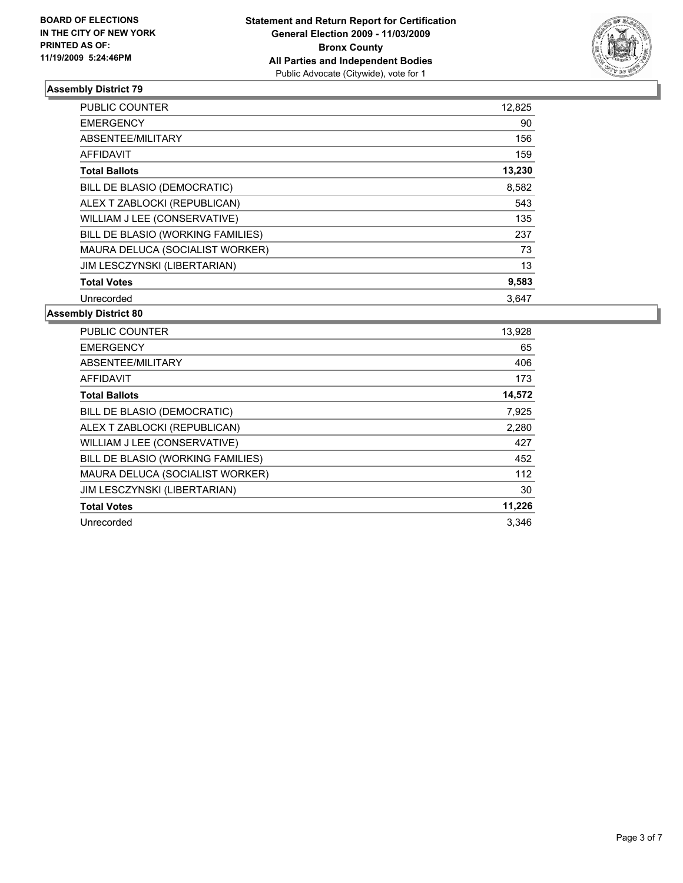**BOARD OF ELECTIONS IN THE CITY OF NEW YORK PRINTED AS OF: 11/19/2009 5:24:46PM**

**Statement and Return Report for Certification**
**General Election 2009 - 11/03/2009**
**Bronx County**
**All Parties and Independent Bodies**
Public Advocate (Citywide), vote for 1

### Assembly District 79

| | |
|---|---|
| PUBLIC COUNTER | 12,825 |
| EMERGENCY | 90 |
| ABSENTEE/MILITARY | 156 |
| AFFIDAVIT | 159 |
| **Total Ballots** | **13,230** |
| BILL DE BLASIO (DEMOCRATIC) | 8,582 |
| ALEX T ZABLOCKI (REPUBLICAN) | 543 |
| WILLIAM J LEE (CONSERVATIVE) | 135 |
| BILL DE BLASIO (WORKING FAMILIES) | 237 |
| MAURA DELUCA (SOCIALIST WORKER) | 73 |
| JIM LESCZYNSKI (LIBERTARIAN) | 13 |
| **Total Votes** | **9,583** |
| Unrecorded | 3,647 |

### Assembly District 80

| | |
|---|---|
| PUBLIC COUNTER | 13,928 |
| EMERGENCY | 65 |
| ABSENTEE/MILITARY | 406 |
| AFFIDAVIT | 173 |
| **Total Ballots** | **14,572** |
| BILL DE BLASIO (DEMOCRATIC) | 7,925 |
| ALEX T ZABLOCKI (REPUBLICAN) | 2,280 |
| WILLIAM J LEE (CONSERVATIVE) | 427 |
| BILL DE BLASIO (WORKING FAMILIES) | 452 |
| MAURA DELUCA (SOCIALIST WORKER) | 112 |
| JIM LESCZYNSKI (LIBERTARIAN) | 30 |
| **Total Votes** | **11,226** |
| Unrecorded | 3,346 |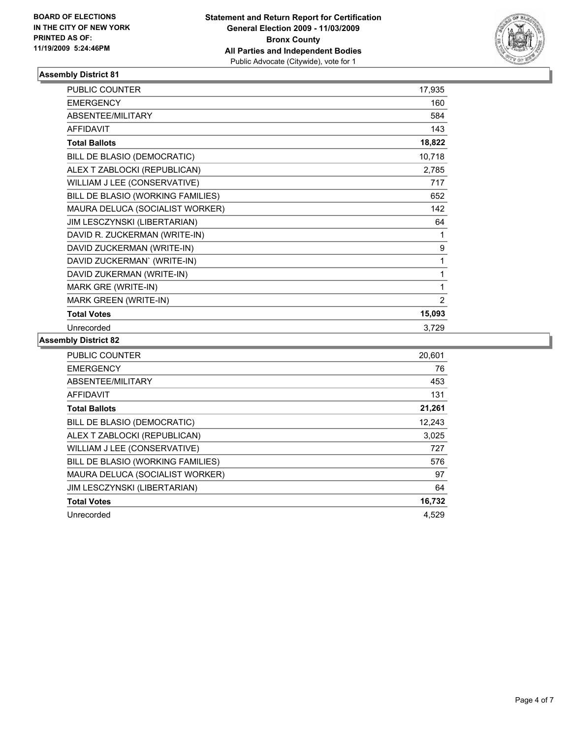**BOARD OF ELECTIONS IN THE CITY OF NEW YORK PRINTED AS OF: 11/19/2009 5:24:46PM**

**Statement and Return Report for Certification General Election 2009 - 11/03/2009 Bronx County All Parties and Independent Bodies**
Public Advocate (Citywide), vote for 1

### Assembly District 81

| | |
|---|---|
| PUBLIC COUNTER | 17,935 |
| EMERGENCY | 160 |
| ABSENTEE/MILITARY | 584 |
| AFFIDAVIT | 143 |
| **Total Ballots** | **18,822** |
| BILL DE BLASIO (DEMOCRATIC) | 10,718 |
| ALEX T ZABLOCKI (REPUBLICAN) | 2,785 |
| WILLIAM J LEE (CONSERVATIVE) | 717 |
| BILL DE BLASIO (WORKING FAMILIES) | 652 |
| MAURA DELUCA (SOCIALIST WORKER) | 142 |
| JIM LESCZYNSKI (LIBERTARIAN) | 64 |
| DAVID R. ZUCKERMAN (WRITE-IN) | 1 |
| DAVID ZUCKERMAN (WRITE-IN) | 9 |
| DAVID ZUCKERMAN` (WRITE-IN) | 1 |
| DAVID ZUKERMAN (WRITE-IN) | 1 |
| MARK GRE (WRITE-IN) | 1 |
| MARK GREEN (WRITE-IN) | 2 |
| **Total Votes** | **15,093** |
| Unrecorded | 3,729 |

### Assembly District 82

| | |
|---|---|
| PUBLIC COUNTER | 20,601 |
| EMERGENCY | 76 |
| ABSENTEE/MILITARY | 453 |
| AFFIDAVIT | 131 |
| **Total Ballots** | **21,261** |
| BILL DE BLASIO (DEMOCRATIC) | 12,243 |
| ALEX T ZABLOCKI (REPUBLICAN) | 3,025 |
| WILLIAM J LEE (CONSERVATIVE) | 727 |
| BILL DE BLASIO (WORKING FAMILIES) | 576 |
| MAURA DELUCA (SOCIALIST WORKER) | 97 |
| JIM LESCZYNSKI (LIBERTARIAN) | 64 |
| **Total Votes** | **16,732** |
| Unrecorded | 4,529 |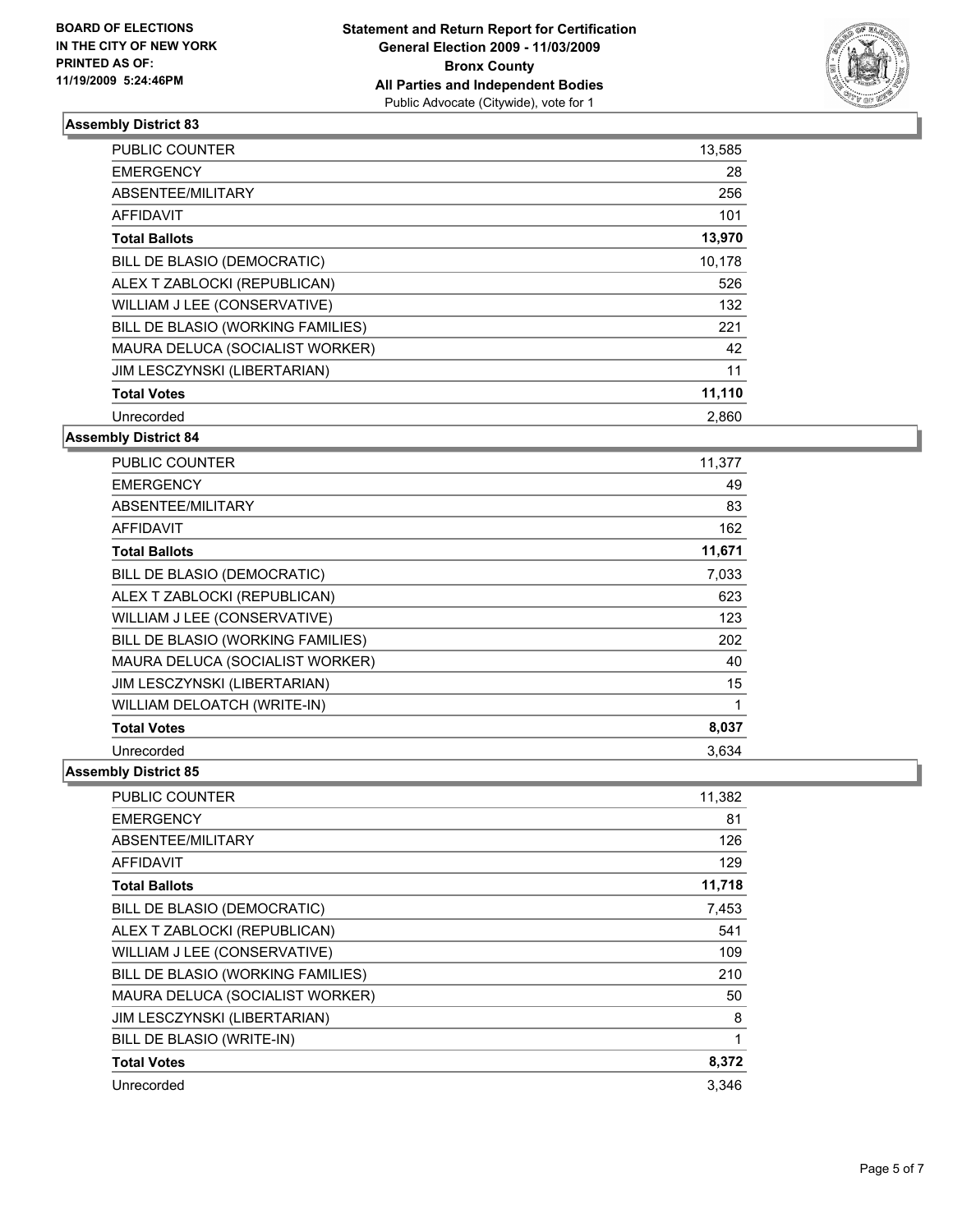**BOARD OF ELECTIONS IN THE CITY OF NEW YORK PRINTED AS OF: 11/19/2009 5:24:46PM**

**Statement and Return Report for Certification**
**General Election 2009 - 11/03/2009**
**Bronx County**
**All Parties and Independent Bodies**
Public Advocate (Citywide), vote for 1

### Assembly District 83

| | |
|---|---|
| PUBLIC COUNTER | 13,585 |
| EMERGENCY | 28 |
| ABSENTEE/MILITARY | 256 |
| AFFIDAVIT | 101 |
| **Total Ballots** | **13,970** |
| BILL DE BLASIO (DEMOCRATIC) | 10,178 |
| ALEX T ZABLOCKI (REPUBLICAN) | 526 |
| WILLIAM J LEE (CONSERVATIVE) | 132 |
| BILL DE BLASIO (WORKING FAMILIES) | 221 |
| MAURA DELUCA (SOCIALIST WORKER) | 42 |
| JIM LESCZYNSKI (LIBERTARIAN) | 11 |
| **Total Votes** | **11,110** |
| Unrecorded | 2,860 |

### Assembly District 84

| | |
|---|---|
| PUBLIC COUNTER | 11,377 |
| EMERGENCY | 49 |
| ABSENTEE/MILITARY | 83 |
| AFFIDAVIT | 162 |
| **Total Ballots** | **11,671** |
| BILL DE BLASIO (DEMOCRATIC) | 7,033 |
| ALEX T ZABLOCKI (REPUBLICAN) | 623 |
| WILLIAM J LEE (CONSERVATIVE) | 123 |
| BILL DE BLASIO (WORKING FAMILIES) | 202 |
| MAURA DELUCA (SOCIALIST WORKER) | 40 |
| JIM LESCZYNSKI (LIBERTARIAN) | 15 |
| WILLIAM DELOATCH (WRITE-IN) | 1 |
| **Total Votes** | **8,037** |
| Unrecorded | 3,634 |

### Assembly District 85

| | |
|---|---|
| PUBLIC COUNTER | 11,382 |
| EMERGENCY | 81 |
| ABSENTEE/MILITARY | 126 |
| AFFIDAVIT | 129 |
| **Total Ballots** | **11,718** |
| BILL DE BLASIO (DEMOCRATIC) | 7,453 |
| ALEX T ZABLOCKI (REPUBLICAN) | 541 |
| WILLIAM J LEE (CONSERVATIVE) | 109 |
| BILL DE BLASIO (WORKING FAMILIES) | 210 |
| MAURA DELUCA (SOCIALIST WORKER) | 50 |
| JIM LESCZYNSKI (LIBERTARIAN) | 8 |
| BILL DE BLASIO (WRITE-IN) | 1 |
| **Total Votes** | **8,372** |
| Unrecorded | 3,346 |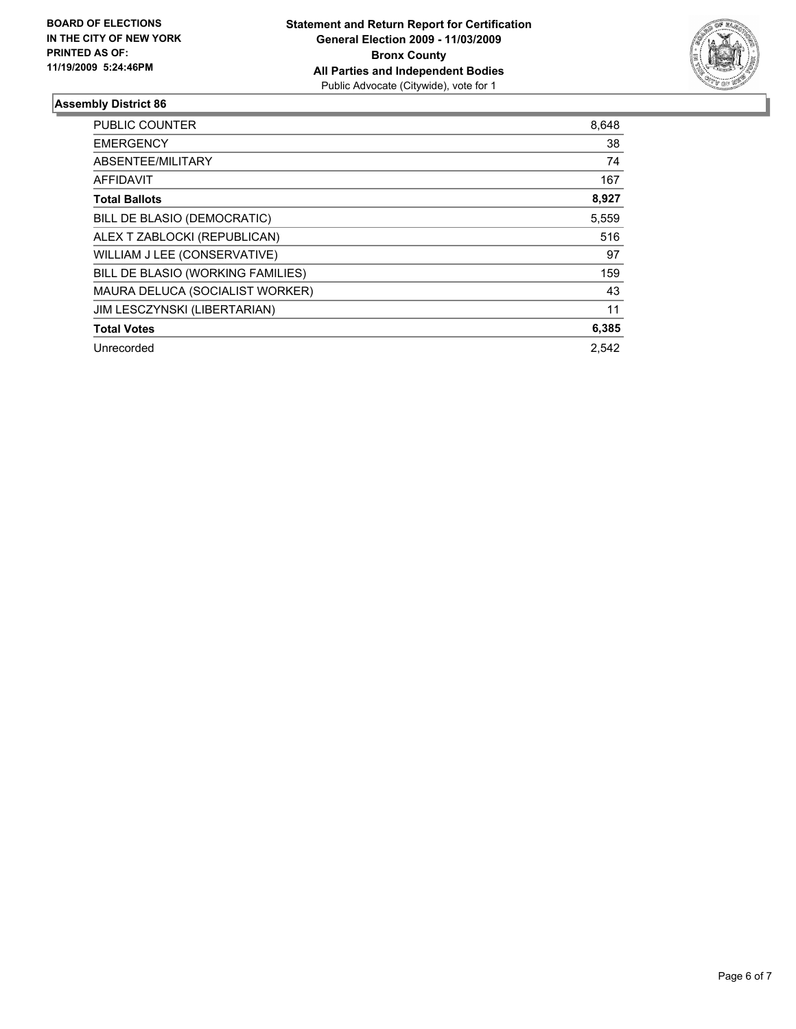**BOARD OF ELECTIONS IN THE CITY OF NEW YORK PRINTED AS OF: 11/19/2009 5:24:46PM**

**Statement and Return Report for Certification**
**General Election 2009 - 11/03/2009**
**Bronx County**
**All Parties and Independent Bodies**
Public Advocate (Citywide), vote for 1

### Assembly District 86

| | |
|---|---|
| PUBLIC COUNTER | 8,648 |
| EMERGENCY | 38 |
| ABSENTEE/MILITARY | 74 |
| AFFIDAVIT | 167 |
| **Total Ballots** | **8,927** |
| BILL DE BLASIO (DEMOCRATIC) | 5,559 |
| ALEX T ZABLOCKI (REPUBLICAN) | 516 |
| WILLIAM J LEE (CONSERVATIVE) | 97 |
| BILL DE BLASIO (WORKING FAMILIES) | 159 |
| MAURA DELUCA (SOCIALIST WORKER) | 43 |
| JIM LESCZYNSKI (LIBERTARIAN) | 11 |
| **Total Votes** | **6,385** |
| Unrecorded | 2,542 |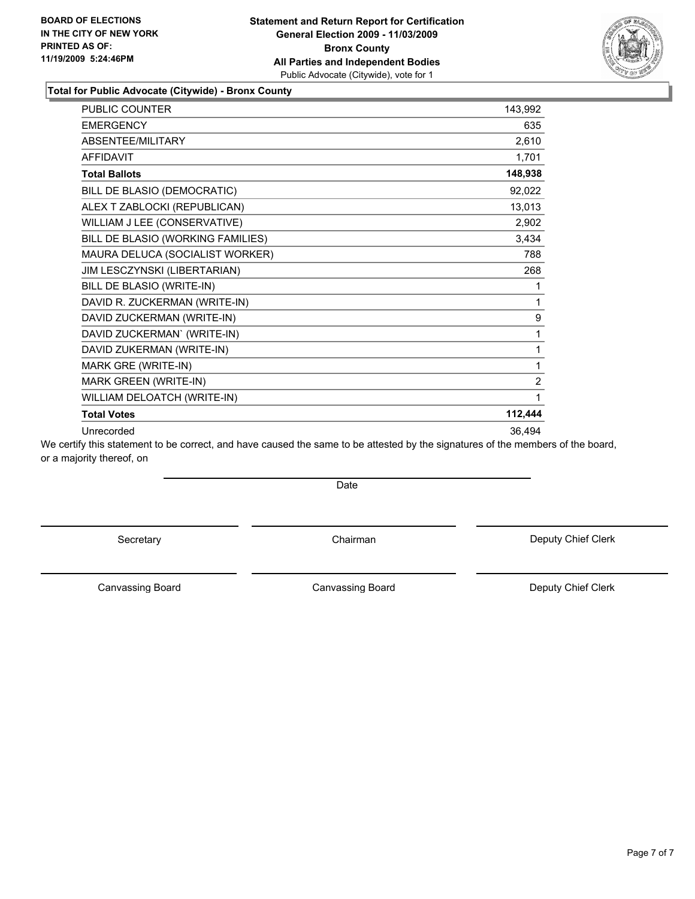**BOARD OF ELECTIONS IN THE CITY OF NEW YORK PRINTED AS OF: 11/19/2009 5:24:46PM**

**Statement and Return Report for Certification General Election 2009 - 11/03/2009 Bronx County All Parties and Independent Bodies**

Public Advocate (Citywide), vote for 1

### Total for Public Advocate (Citywide) - Bronx County

| | |
|---|---|
| PUBLIC COUNTER | 143,992 |
| EMERGENCY | 635 |
| ABSENTEE/MILITARY | 2,610 |
| AFFIDAVIT | 1,701 |
| **Total Ballots** | **148,938** |
| BILL DE BLASIO (DEMOCRATIC) | 92,022 |
| ALEX T ZABLOCKI (REPUBLICAN) | 13,013 |
| WILLIAM J LEE (CONSERVATIVE) | 2,902 |
| BILL DE BLASIO (WORKING FAMILIES) | 3,434 |
| MAURA DELUCA (SOCIALIST WORKER) | 788 |
| JIM LESCZYNSKI (LIBERTARIAN) | 268 |
| BILL DE BLASIO (WRITE-IN) | 1 |
| DAVID R. ZUCKERMAN (WRITE-IN) | 1 |
| DAVID ZUCKERMAN (WRITE-IN) | 9 |
| DAVID ZUCKERMAN` (WRITE-IN) | 1 |
| DAVID ZUKERMAN (WRITE-IN) | 1 |
| MARK GRE (WRITE-IN) | 1 |
| MARK GREEN (WRITE-IN) | 2 |
| WILLIAM DELOATCH (WRITE-IN) | 1 |
| **Total Votes** | **112,444** |
| Unrecorded | 36,494 |

We certify this statement to be correct, and have caused the same to be attested by the signatures of the members of the board, or a majority thereof, on

Date

Secretary

Chairman

Deputy Chief Clerk

Canvassing Board

Canvassing Board

Deputy Chief Clerk